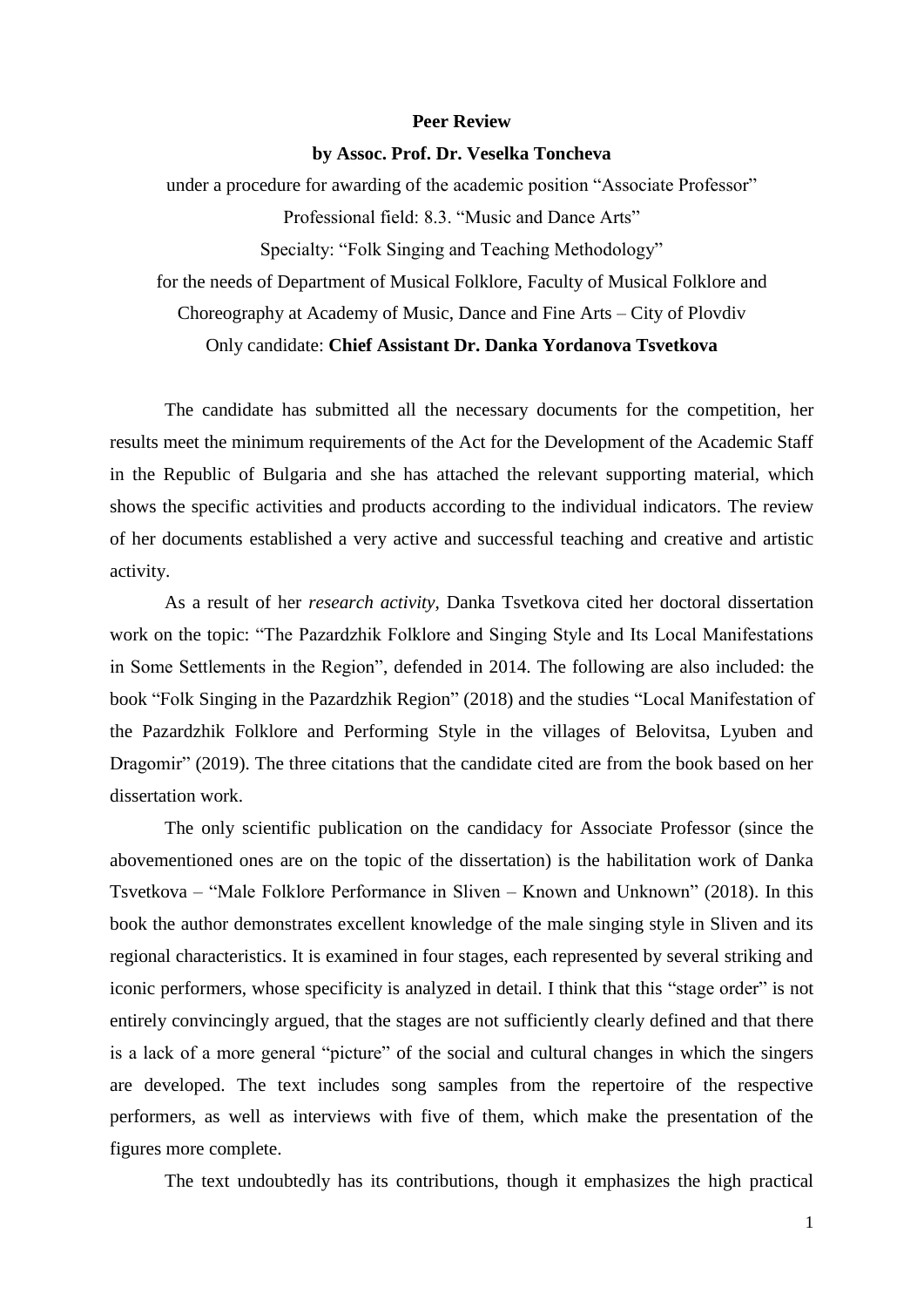**Peer Review**

**by Assoc. Prof. Dr. Veselka Toncheva**

under a procedure for awarding of the academic position "Associate Professor"

Professional field: 8.3. "Music and Dance Arts"

Specialty: "Folk Singing and Teaching Methodology"

for the needs of Department of Musical Folklore, Faculty of Musical Folklore and Choreography at Academy of Music, Dance and Fine Arts – City of Plovdiv

Only candidate: **Chief Assistant Dr. Danka Yordanova Tsvetkova**

The candidate has submitted all the necessary documents for the competition, her results meet the minimum requirements of the Act for the Development of the Academic Staff in the Republic of Bulgaria and she has attached the relevant supporting material, which shows the specific activities and products according to the individual indicators. The review of her documents established a very active and successful teaching and creative and artistic activity.

As a result of her *research activity*, Danka Tsvetkova cited her doctoral dissertation work on the topic: "The Pazardzhik Folklore and Singing Style and Its Local Manifestations in Some Settlements in the Region", defended in 2014. The following are also included: the book "Folk Singing in the Pazardzhik Region" (2018) and the studies "Local Manifestation of the Pazardzhik Folklore and Performing Style in the villages of Belovitsa, Lyuben and Dragomir" (2019). The three citations that the candidate cited are from the book based on her dissertation work.

The only scientific publication on the candidacy for Associate Professor (since the abovementioned ones are on the topic of the dissertation) is the habilitation work of Danka Tsvetkova – "Male Folklore Performance in Sliven – Known and Unknown" (2018). In this book the author demonstrates excellent knowledge of the male singing style in Sliven and its regional characteristics. It is examined in four stages, each represented by several striking and iconic performers, whose specificity is analyzed in detail. I think that this "stage order" is not entirely convincingly argued, that the stages are not sufficiently clearly defined and that there is a lack of a more general "picture" of the social and cultural changes in which the singers are developed. The text includes song samples from the repertoire of the respective performers, as well as interviews with five of them, which make the presentation of the figures more complete.

The text undoubtedly has its contributions, though it emphasizes the high practical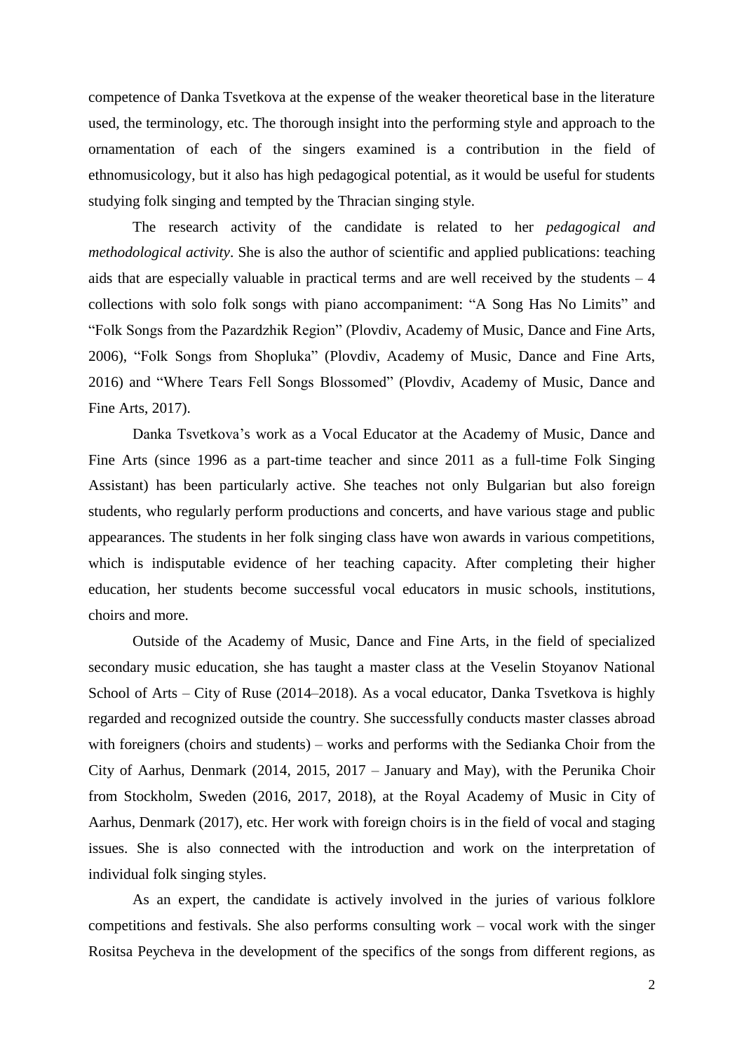competence of Danka Tsvetkova at the expense of the weaker theoretical base in the literature used, the terminology, etc. The thorough insight into the performing style and approach to the ornamentation of each of the singers examined is a contribution in the field of ethnomusicology, but it also has high pedagogical potential, as it would be useful for students studying folk singing and tempted by the Thracian singing style.

The research activity of the candidate is related to her *pedagogical and methodological activity*. She is also the author of scientific and applied publications: teaching aids that are especially valuable in practical terms and are well received by the students – 4 collections with solo folk songs with piano accompaniment: "A Song Has No Limits" and "Folk Songs from the Pazardzhik Region" (Plovdiv, Academy of Music, Dance and Fine Arts, 2006), "Folk Songs from Shopluka" (Plovdiv, Academy of Music, Dance and Fine Arts, 2016) and "Where Tears Fell Songs Blossomed" (Plovdiv, Academy of Music, Dance and Fine Arts, 2017).

Danka Tsvetkova's work as a Vocal Educator at the Academy of Music, Dance and Fine Arts (since 1996 as a part-time teacher and since 2011 as a full-time Folk Singing Assistant) has been particularly active. She teaches not only Bulgarian but also foreign students, who regularly perform productions and concerts, and have various stage and public appearances. The students in her folk singing class have won awards in various competitions, which is indisputable evidence of her teaching capacity. After completing their higher education, her students become successful vocal educators in music schools, institutions, choirs and more.

Outside of the Academy of Music, Dance and Fine Arts, in the field of specialized secondary music education, she has taught a master class at the Veselin Stoyanov National School of Arts – City of Ruse (2014–2018). As a vocal educator, Danka Tsvetkova is highly regarded and recognized outside the country. She successfully conducts master classes abroad with foreigners (choirs and students) – works and performs with the Sedianka Choir from the City of Aarhus, Denmark (2014, 2015, 2017 – January and May), with the Perunika Choir from Stockholm, Sweden (2016, 2017, 2018), at the Royal Academy of Music in City of Aarhus, Denmark (2017), etc. Her work with foreign choirs is in the field of vocal and staging issues. She is also connected with the introduction and work on the interpretation of individual folk singing styles.

As an expert, the candidate is actively involved in the juries of various folklore competitions and festivals. She also performs consulting work – vocal work with the singer Rositsa Peycheva in the development of the specifics of the songs from different regions, as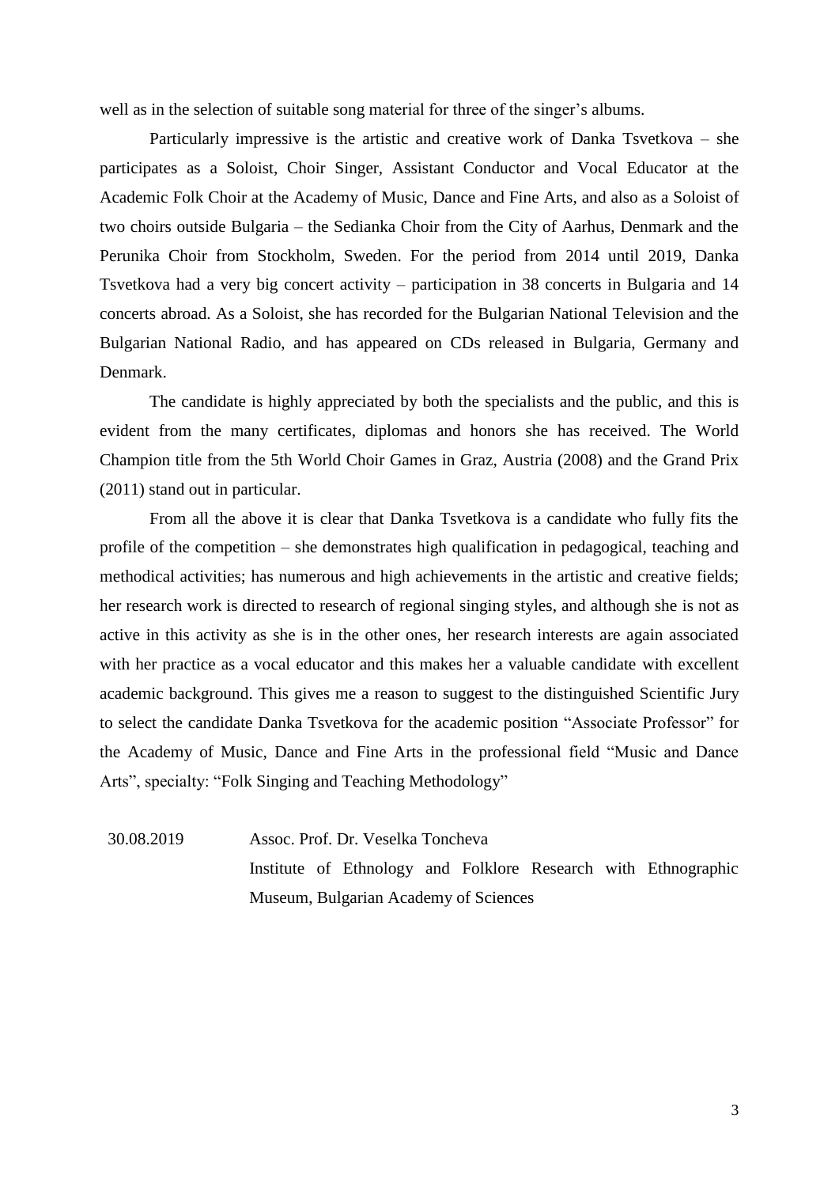well as in the selection of suitable song material for three of the singer's albums.

Particularly impressive is the artistic and creative work of Danka Tsvetkova – she participates as a Soloist, Choir Singer, Assistant Conductor and Vocal Educator at the Academic Folk Choir at the Academy of Music, Dance and Fine Arts, and also as a Soloist of two choirs outside Bulgaria – the Sedianka Choir from the City of Aarhus, Denmark and the Perunika Choir from Stockholm, Sweden. For the period from 2014 until 2019, Danka Tsvetkova had a very big concert activity – participation in 38 concerts in Bulgaria and 14 concerts abroad. As a Soloist, she has recorded for the Bulgarian National Television and the Bulgarian National Radio, and has appeared on CDs released in Bulgaria, Germany and Denmark.

The candidate is highly appreciated by both the specialists and the public, and this is evident from the many certificates, diplomas and honors she has received. The World Champion title from the 5th World Choir Games in Graz, Austria (2008) and the Grand Prix (2011) stand out in particular.

From all the above it is clear that Danka Tsvetkova is a candidate who fully fits the profile of the competition – she demonstrates high qualification in pedagogical, teaching and methodical activities; has numerous and high achievements in the artistic and creative fields; her research work is directed to research of regional singing styles, and although she is not as active in this activity as she is in the other ones, her research interests are again associated with her practice as a vocal educator and this makes her a valuable candidate with excellent academic background. This gives me a reason to suggest to the distinguished Scientific Jury to select the candidate Danka Tsvetkova for the academic position "Associate Professor" for the Academy of Music, Dance and Fine Arts in the professional field "Music and Dance Arts", specialty: "Folk Singing and Teaching Methodology"

30.08.2019

Assoc. Prof. Dr. Veselka Toncheva
Institute of Ethnology and Folklore Research with Ethnographic Museum, Bulgarian Academy of Sciences